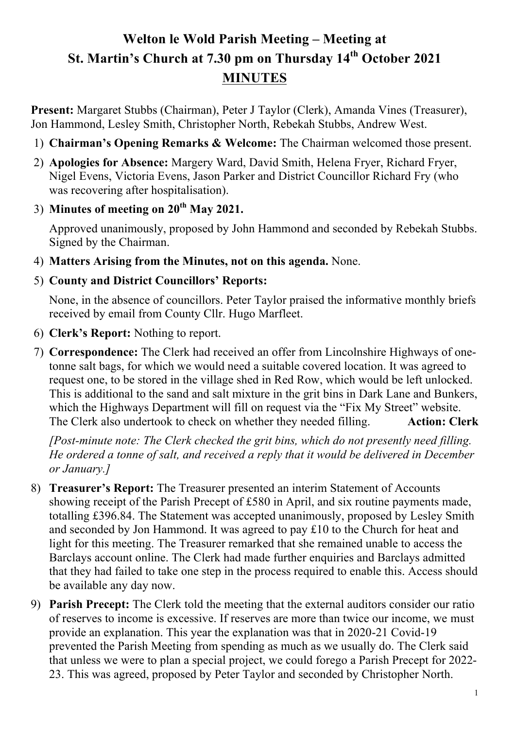# Welton le Wold Parish Meeting – Meeting at St. Martin's Church at 7.30 pm on Thursday 14th October 2021

## MINUTES

**Present:** Margaret Stubbs (Chairman), Peter J Taylor (Clerk), Amanda Vines (Treasurer), Jon Hammond, Lesley Smith, Christopher North, Rebekah Stubbs, Andrew West.

1) **Chairman's Opening Remarks & Welcome:** The Chairman welcomed those present.

2) **Apologies for Absence:** Margery Ward, David Smith, Helena Fryer, Richard Fryer, Nigel Evens, Victoria Evens, Jason Parker and District Councillor Richard Fry (who was recovering after hospitalisation).

3) **Minutes of meeting on 20th May 2021.**

   Approved unanimously, proposed by John Hammond and seconded by Rebekah Stubbs. Signed by the Chairman.

4) **Matters Arising from the Minutes, not on this agenda.** None.

5) **County and District Councillors' Reports:**

   None, in the absence of councillors. Peter Taylor praised the informative monthly briefs received by email from County Cllr. Hugo Marfleet.

6) **Clerk's Report:** Nothing to report.

7) **Correspondence:** The Clerk had received an offer from Lincolnshire Highways of one-tonne salt bags, for which we would need a suitable covered location. It was agreed to request one, to be stored in the village shed in Red Row, which would be left unlocked. This is additional to the sand and salt mixture in the grit bins in Dark Lane and Bunkers, which the Highways Department will fill on request via the "Fix My Street" website. The Clerk also undertook to check on whether they needed filling. **Action: Clerk**

   *[Post-minute note: The Clerk checked the grit bins, which do not presently need filling. He ordered a tonne of salt, and received a reply that it would be delivered in December or January.]*

8) **Treasurer's Report:** The Treasurer presented an interim Statement of Accounts showing receipt of the Parish Precept of £580 in April, and six routine payments made, totalling £396.84. The Statement was accepted unanimously, proposed by Lesley Smith and seconded by Jon Hammond. It was agreed to pay £10 to the Church for heat and light for this meeting. The Treasurer remarked that she remained unable to access the Barclays account online. The Clerk had made further enquiries and Barclays admitted that they had failed to take one step in the process required to enable this. Access should be available any day now.

9) **Parish Precept:** The Clerk told the meeting that the external auditors consider our ratio of reserves to income is excessive. If reserves are more than twice our income, we must provide an explanation. This year the explanation was that in 2020-21 Covid-19 prevented the Parish Meeting from spending as much as we usually do. The Clerk said that unless we were to plan a special project, we could forego a Parish Precept for 2022-23. This was agreed, proposed by Peter Taylor and seconded by Christopher North.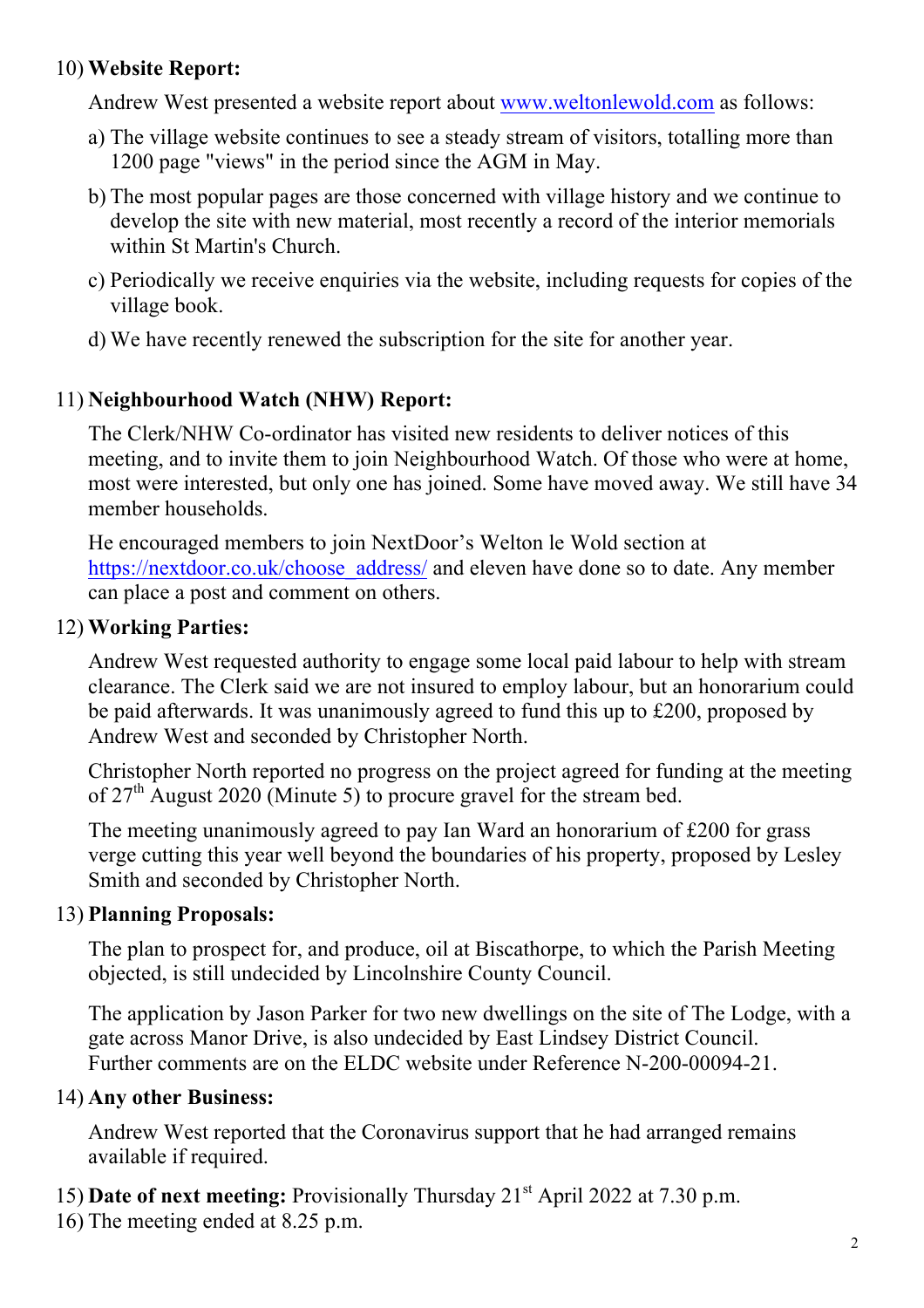10) **Website Report:**

Andrew West presented a website report about www.weltonlewold.com as follows:

a) The village website continues to see a steady stream of visitors, totalling more than 1200 page "views" in the period since the AGM in May.

b) The most popular pages are those concerned with village history and we continue to develop the site with new material, most recently a record of the interior memorials within St Martin's Church.

c) Periodically we receive enquiries via the website, including requests for copies of the village book.

d) We have recently renewed the subscription for the site for another year.

11) **Neighbourhood Watch (NHW) Report:**

The Clerk/NHW Co-ordinator has visited new residents to deliver notices of this meeting, and to invite them to join Neighbourhood Watch. Of those who were at home, most were interested, but only one has joined. Some have moved away. We still have 34 member households.

He encouraged members to join NextDoor's Welton le Wold section at https://nextdoor.co.uk/choose_address/ and eleven have done so to date. Any member can place a post and comment on others.

12) **Working Parties:**

Andrew West requested authority to engage some local paid labour to help with stream clearance. The Clerk said we are not insured to employ labour, but an honorarium could be paid afterwards. It was unanimously agreed to fund this up to £200, proposed by Andrew West and seconded by Christopher North.

Christopher North reported no progress on the project agreed for funding at the meeting of 27th August 2020 (Minute 5) to procure gravel for the stream bed.

The meeting unanimously agreed to pay Ian Ward an honorarium of £200 for grass verge cutting this year well beyond the boundaries of his property, proposed by Lesley Smith and seconded by Christopher North.

13) **Planning Proposals:**

The plan to prospect for, and produce, oil at Biscathorpe, to which the Parish Meeting objected, is still undecided by Lincolnshire County Council.

The application by Jason Parker for two new dwellings on the site of The Lodge, with a gate across Manor Drive, is also undecided by East Lindsey District Council. Further comments are on the ELDC website under Reference N-200-00094-21.

14) **Any other Business:**

Andrew West reported that the Coronavirus support that he had arranged remains available if required.

15) **Date of next meeting:** Provisionally Thursday 21st April 2022 at 7.30 p.m.

16) The meeting ended at 8.25 p.m.